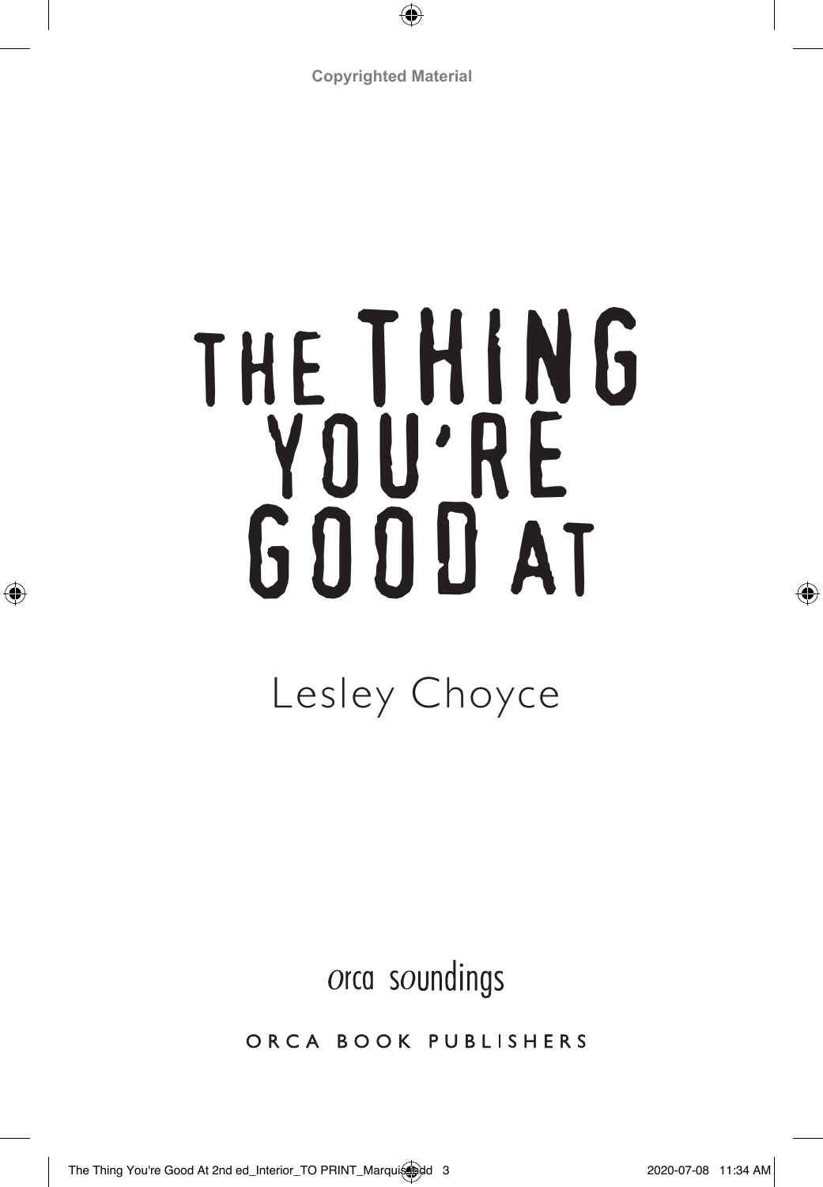Copyrighted Material

# THE THING YOU'RE GOOD AT

Lesley Choyce

orca soundings

ORCA BOOK PUBLISHERS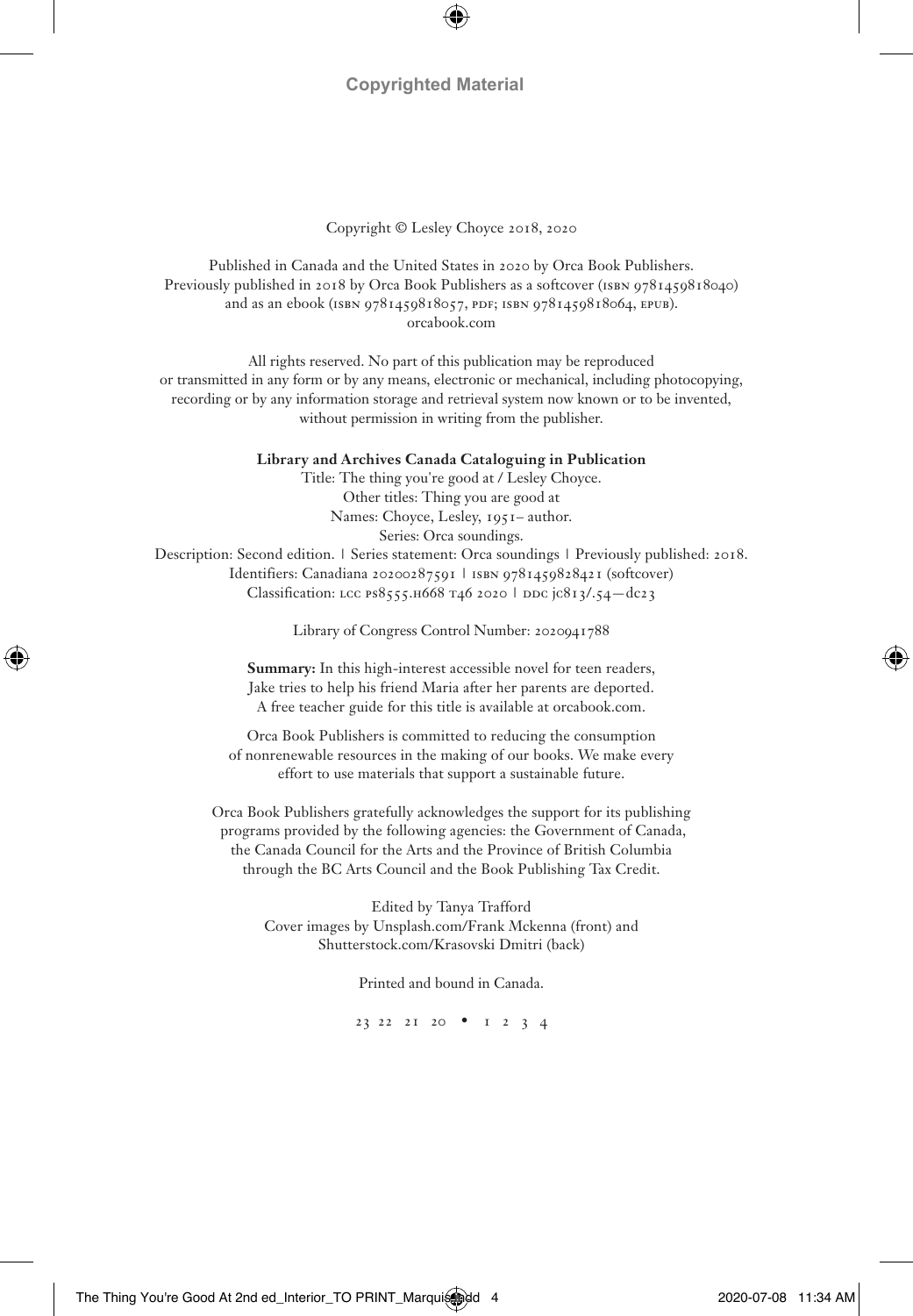Copyright © Lesley Choyce 2018, 2020

Published in Canada and the United States in 2020 by Orca Book Publishers.
Previously published in 2018 by Orca Book Publishers as a softcover (ISBN 9781459818040)
and as an ebook (ISBN 9781459818057, PDF; ISBN 9781459818064, EPUB).
orcabook.com

All rights reserved. No part of this publication may be reproduced
or transmitted in any form or by any means, electronic or mechanical, including photocopying,
recording or by any information storage and retrieval system now known or to be invented,
without permission in writing from the publisher.

**Library and Archives Canada Cataloguing in Publication**

Title: The thing you're good at / Lesley Choyce.
Other titles: Thing you are good at
Names: Choyce, Lesley, 1951– author.
Series: Orca soundings.
Description: Second edition. | Series statement: Orca soundings | Previously published: 2018.
Identifiers: Canadiana 20200287591 | ISBN 9781459828421 (softcover)
Classification: LCC PS8555.H668 T46 2020 | DDC jC813/.54—dc23

Library of Congress Control Number: 2020941788

**Summary:** In this high-interest accessible novel for teen readers,
Jake tries to help his friend Maria after her parents are deported.
A free teacher guide for this title is available at orcabook.com.

Orca Book Publishers is committed to reducing the consumption
of nonrenewable resources in the making of our books. We make every
effort to use materials that support a sustainable future.

Orca Book Publishers gratefully acknowledges the support for its publishing
programs provided by the following agencies: the Government of Canada,
the Canada Council for the Arts and the Province of British Columbia
through the BC Arts Council and the Book Publishing Tax Credit.

Edited by Tanya Trafford
Cover images by Unsplash.com/Frank Mckenna (front) and
Shutterstock.com/Krasovski Dmitri (back)

Printed and bound in Canada.

23 22 21 20 • 1 2 3 4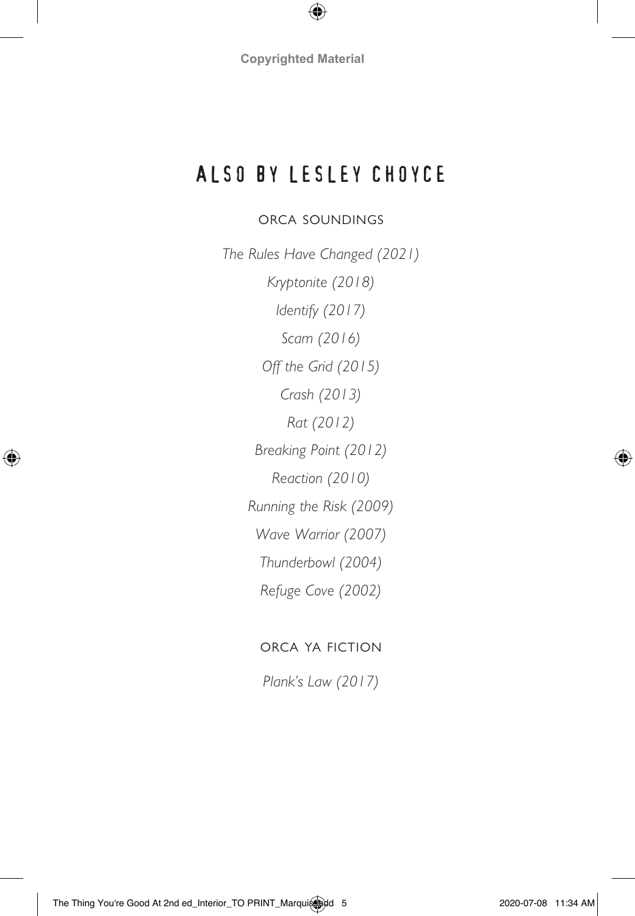# ALSO BY LESLEY CHOYCE

## ORCA SOUNDINGS

*The Rules Have Changed (2021)*

*Kryptonite (2018)*

*Identify (2017)*

*Scam (2016)*

*Off the Grid (2015)*

*Crash (2013)*

*Rat (2012)*

*Breaking Point (2012)*

*Reaction (2010)*

*Running the Risk (2009)*

*Wave Warrior (2007)*

*Thunderbowl (2004)*

*Refuge Cove (2002)*

## ORCA YA FICTION

*Plank's Law (2017)*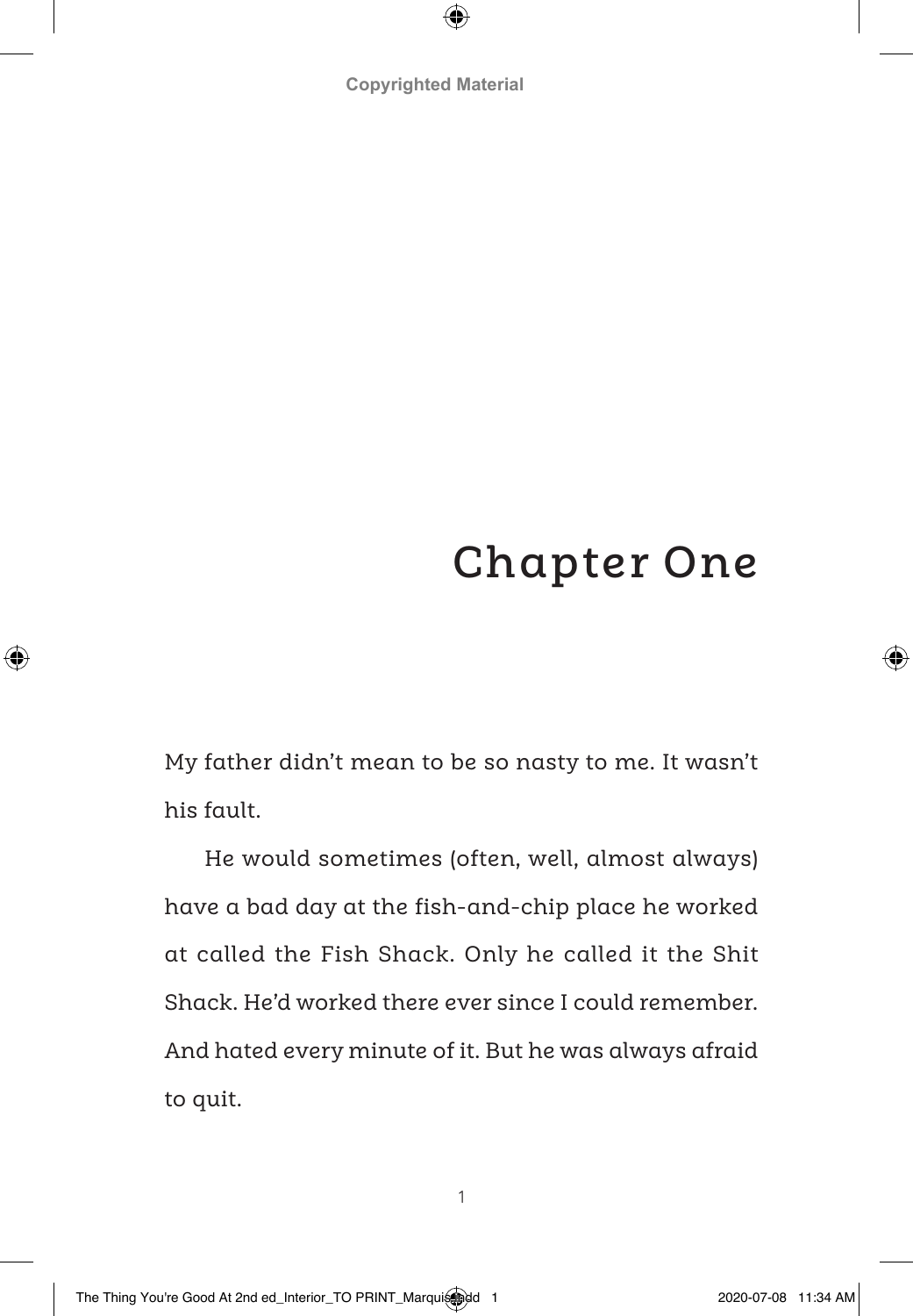# Chapter One

My father didn't mean to be so nasty to me. It wasn't his fault.

He would sometimes (often, well, almost always) have a bad day at the fish-and-chip place he worked at called the Fish Shack. Only he called it the Shit Shack. He'd worked there ever since I could remember. And hated every minute of it. But he was always afraid to quit.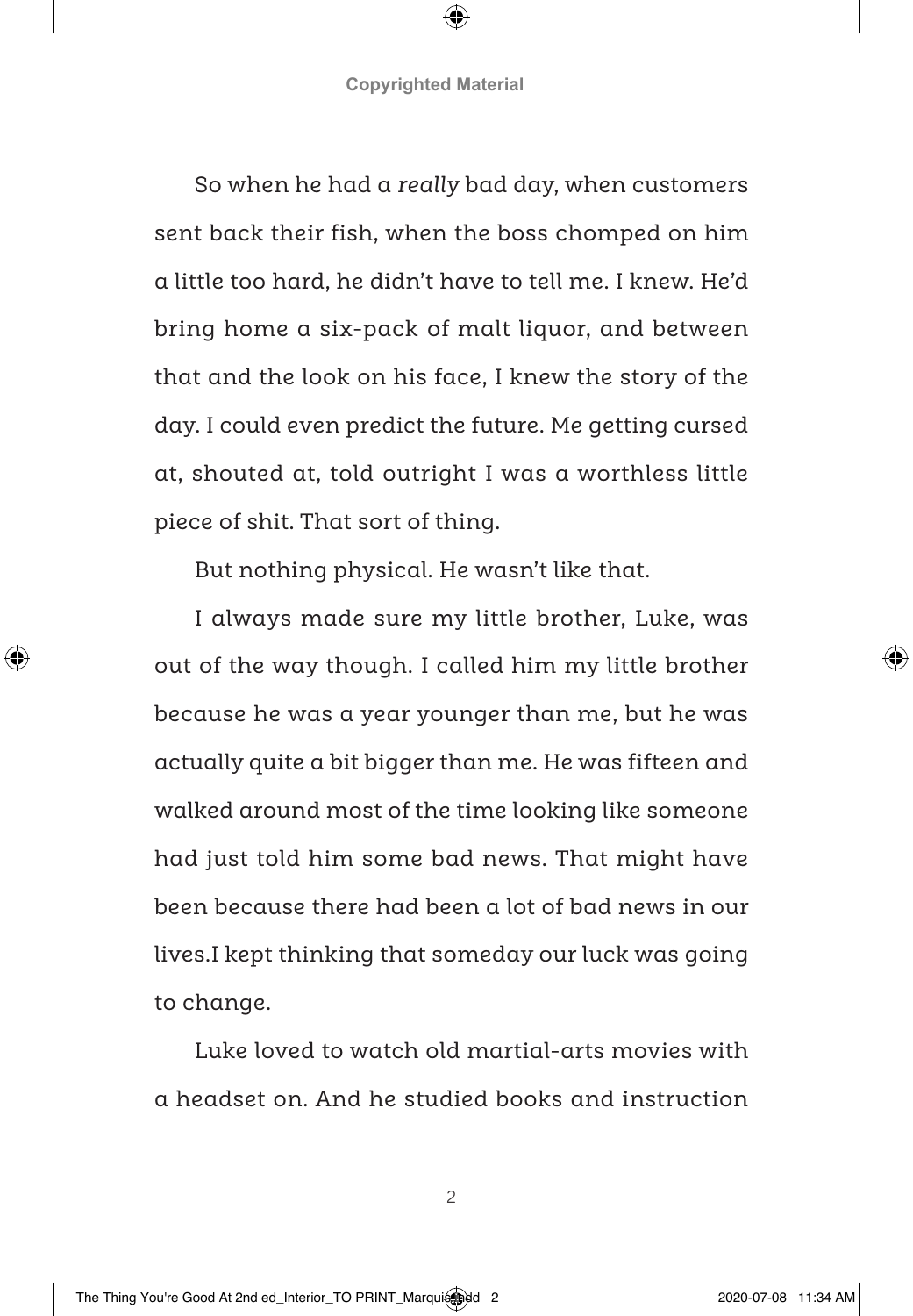So when he had a *really* bad day, when customers sent back their fish, when the boss chomped on him a little too hard, he didn't have to tell me. I knew. He'd bring home a six-pack of malt liquor, and between that and the look on his face, I knew the story of the day. I could even predict the future. Me getting cursed at, shouted at, told outright I was a worthless little piece of shit. That sort of thing.

But nothing physical. He wasn't like that.

I always made sure my little brother, Luke, was out of the way though. I called him my little brother because he was a year younger than me, but he was actually quite a bit bigger than me. He was fifteen and walked around most of the time looking like someone had just told him some bad news. That might have been because there had been a lot of bad news in our lives.I kept thinking that someday our luck was going to change.

Luke loved to watch old martial-arts movies with a headset on. And he studied books and instruction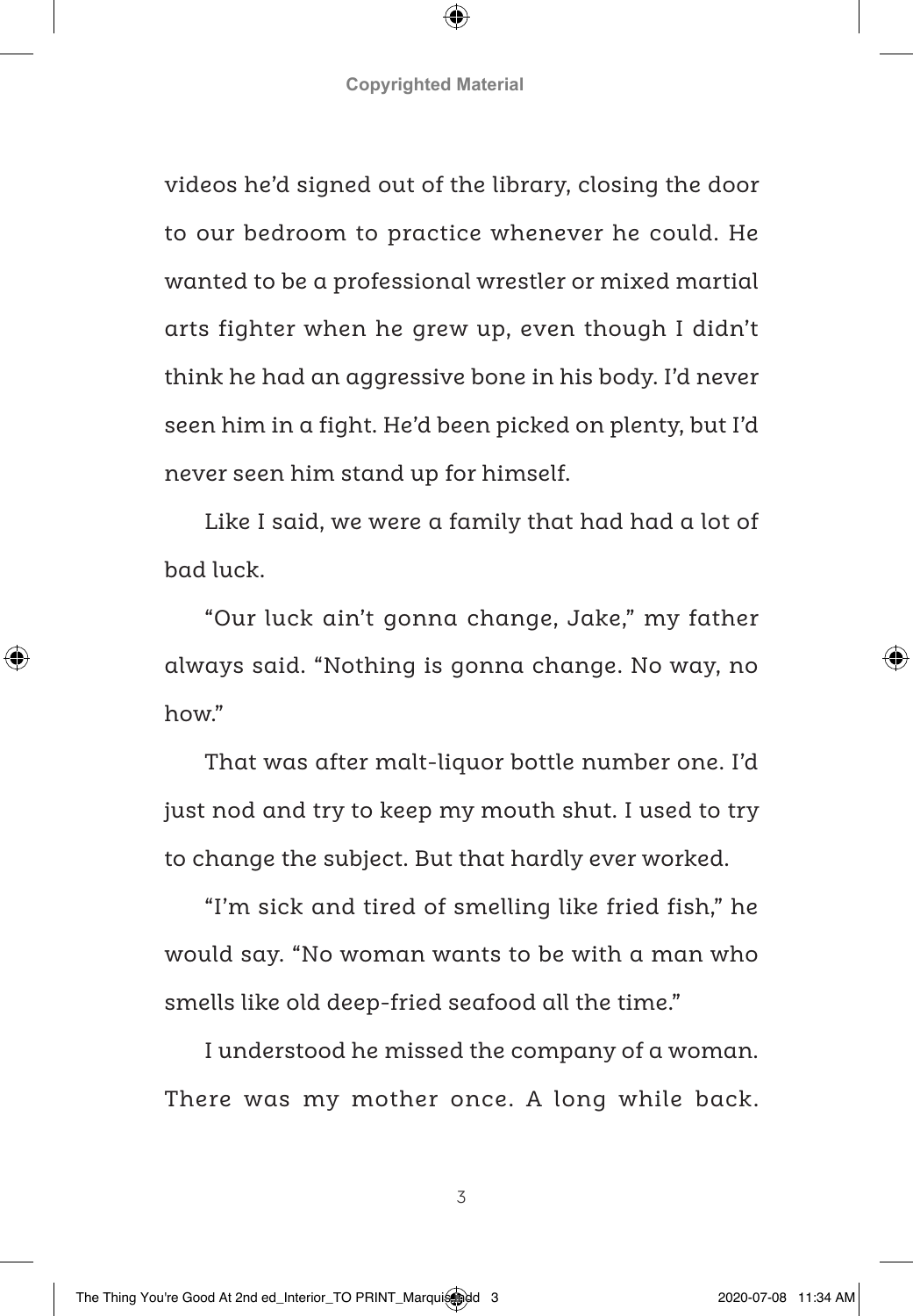videos he'd signed out of the library, closing the door to our bedroom to practice whenever he could. He wanted to be a professional wrestler or mixed martial arts fighter when he grew up, even though I didn't think he had an aggressive bone in his body. I'd never seen him in a fight. He'd been picked on plenty, but I'd never seen him stand up for himself.

Like I said, we were a family that had had a lot of bad luck.

"Our luck ain't gonna change, Jake," my father always said. "Nothing is gonna change. No way, no how."

That was after malt-liquor bottle number one. I'd just nod and try to keep my mouth shut. I used to try to change the subject. But that hardly ever worked.

"I'm sick and tired of smelling like fried fish," he would say. "No woman wants to be with a man who smells like old deep-fried seafood all the time."

I understood he missed the company of a woman. There was my mother once. A long while back.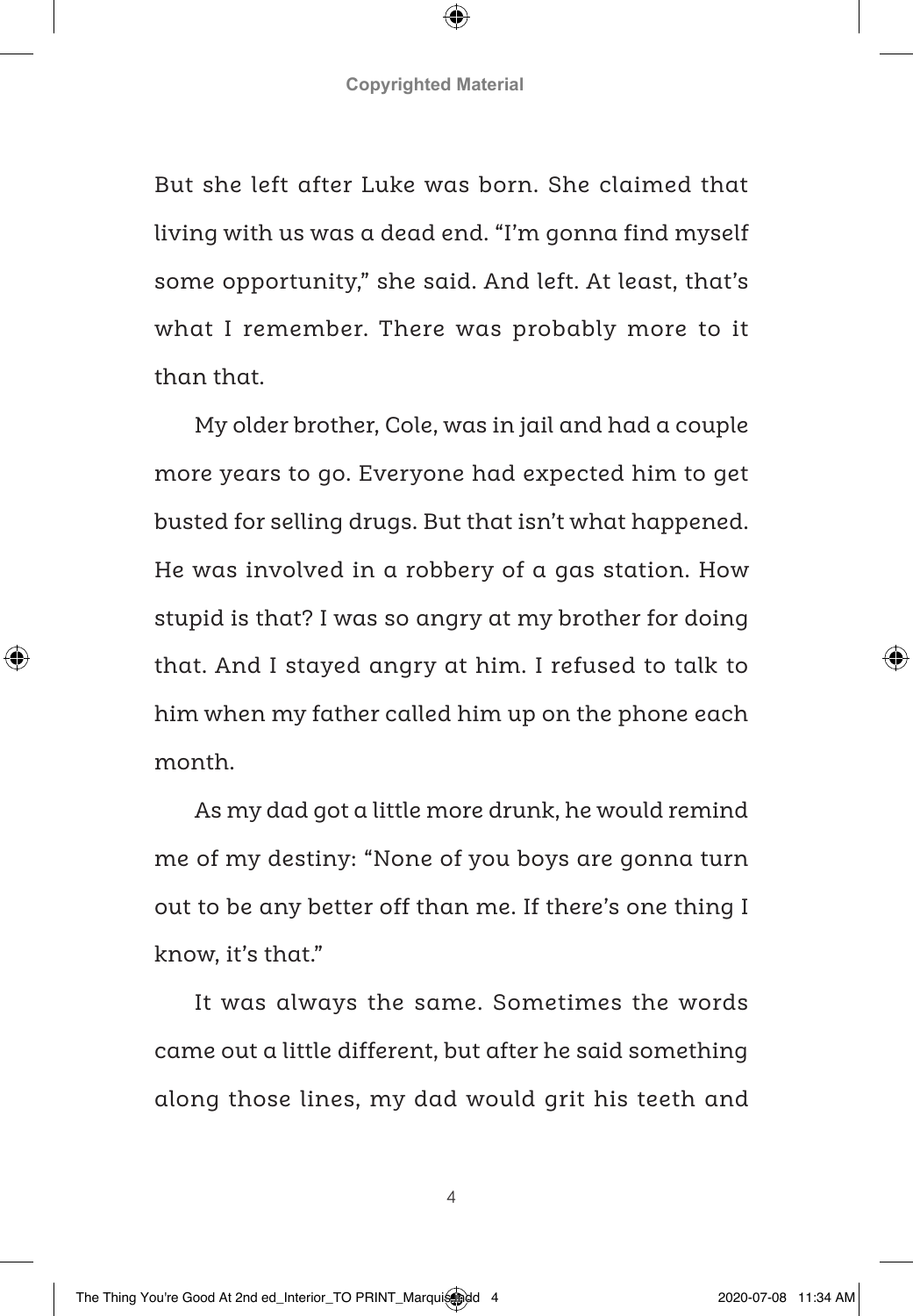But she left after Luke was born. She claimed that living with us was a dead end. "I'm gonna find myself some opportunity," she said. And left. At least, that's what I remember. There was probably more to it than that.

My older brother, Cole, was in jail and had a couple more years to go. Everyone had expected him to get busted for selling drugs. But that isn't what happened. He was involved in a robbery of a gas station. How stupid is that? I was so angry at my brother for doing that. And I stayed angry at him. I refused to talk to him when my father called him up on the phone each month.

As my dad got a little more drunk, he would remind me of my destiny: "None of you boys are gonna turn out to be any better off than me. If there's one thing I know, it's that."

It was always the same. Sometimes the words came out a little different, but after he said something along those lines, my dad would grit his teeth and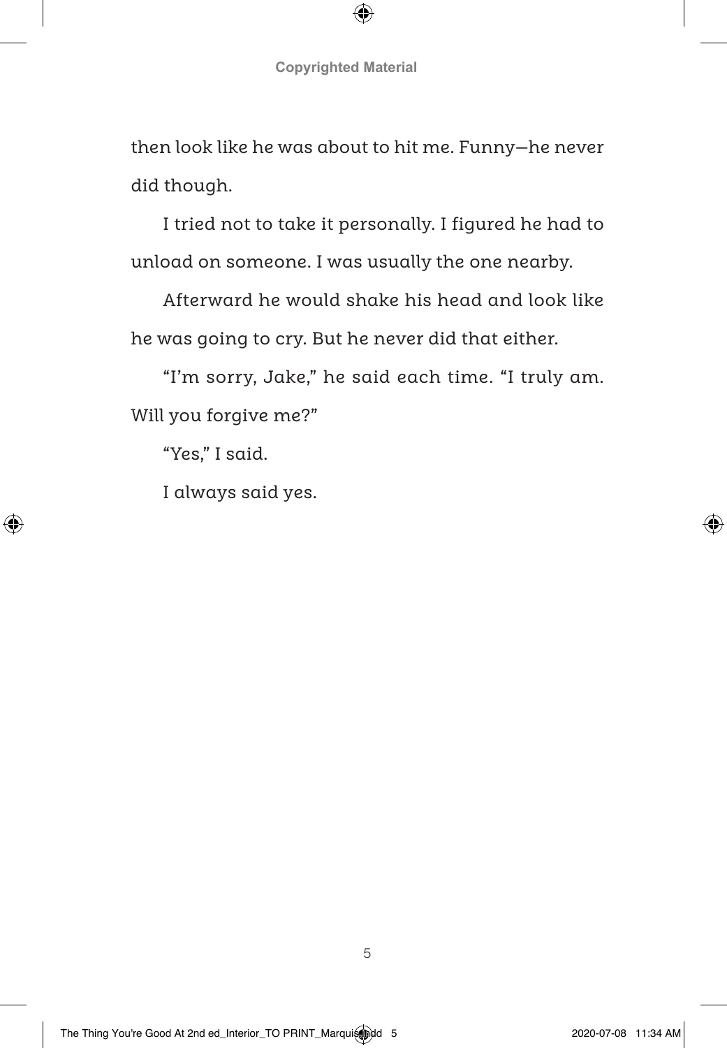then look like he was about to hit me. Funny—he never did though.

I tried not to take it personally. I figured he had to unload on someone. I was usually the one nearby.

Afterward he would shake his head and look like he was going to cry. But he never did that either.

"I'm sorry, Jake," he said each time. "I truly am. Will you forgive me?"

"Yes," I said.

I always said yes.